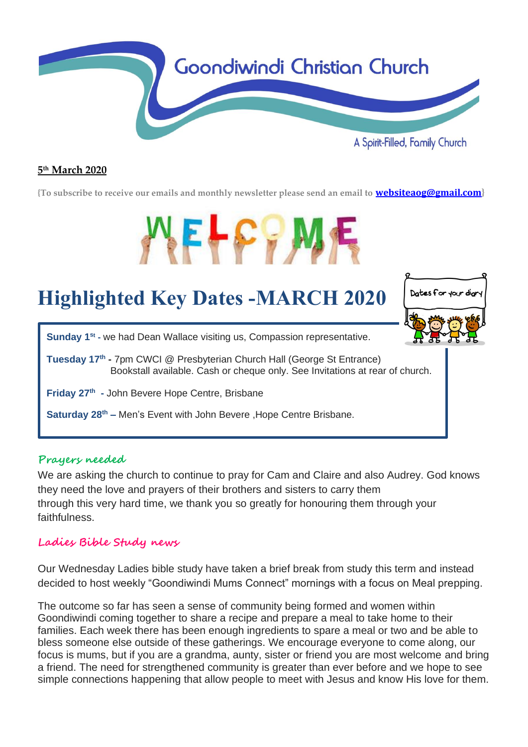# Goondiwindi Christian Church

A Spirit-Filled, Family Church

**5th March 2020**

{To subscribe to receive our emails and monthly newsletter please send an email to **websiteaog@gmail.com**}

WELCOME

## Highlighted Key Dates -MARCH 2020

Dates for your diary

**Sunday 1st -** we had Dean Wallace visiting us, Compassion representative.

**Tuesday 17th -** 7pm CWCI @ Presbyterian Church Hall (George St Entrance)
Bookstall available. Cash or cheque only. See Invitations at rear of church.

**Friday 27th -** John Bevere Hope Centre, Brisbane

**Saturday 28th –** Men's Event with John Bevere ,Hope Centre Brisbane.

### Prayers needed

We are asking the church to continue to pray for Cam and Claire and also Audrey. God knows they need the love and prayers of their brothers and sisters to carry them through this very hard time, we thank you so greatly for honouring them through your faithfulness.

### Ladies Bible Study news

Our Wednesday Ladies bible study have taken a brief break from study this term and instead decided to host weekly "Goondiwindi Mums Connect" mornings with a focus on Meal prepping.

The outcome so far has seen a sense of community being formed and women within Goondiwindi coming together to share a recipe and prepare a meal to take home to their families. Each week there has been enough ingredients to spare a meal or two and be able to bless someone else outside of these gatherings. We encourage everyone to come along, our focus is mums, but if you are a grandma, aunty, sister or friend you are most welcome and bring a friend. The need for strengthened community is greater than ever before and we hope to see simple connections happening that allow people to meet with Jesus and know His love for them.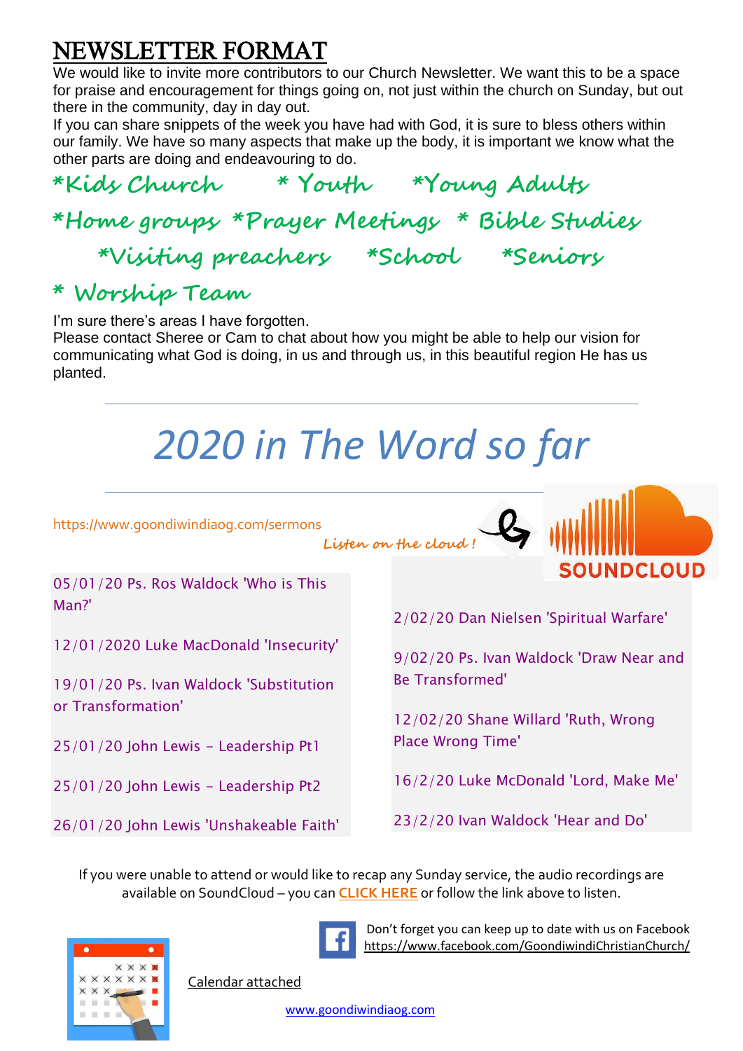# NEWSLETTER FORMAT

We would like to invite more contributors to our Church Newsletter. We want this to be a space for praise and encouragement for things going on, not just within the church on Sunday, but out there in the community, day in day out.

If you can share snippets of the week you have had with God, it is sure to bless others within our family. We have so many aspects that make up the body, it is important we know what the other parts are doing and endeavouring to do.

*Kids Church * Youth *Young Adults

*Home groups *Prayer Meetings * Bible Studies

*Visiting preachers *School *Seniors

* Worship Team

I'm sure there's areas I have forgotten.

Please contact Sheree or Cam to chat about how you might be able to help our vision for communicating what God is doing, in us and through us, in this beautiful region He has us planted.

---

## *2020 in The Word so far*

---

https://www.goondiwindiaog.com/sermons

*Listen on the cloud !*

SOUNDCLOUD

05/01/20 Ps. Ros Waldock 'Who is This Man?'

12/01/2020 Luke MacDonald 'Insecurity'

19/01/20 Ps. Ivan Waldock 'Substitution or Transformation'

25/01/20 John Lewis – Leadership Pt1

25/01/20 John Lewis – Leadership Pt2

26/01/20 John Lewis 'Unshakeable Faith'

2/02/20 Dan Nielsen 'Spiritual Warfare'

9/02/20 Ps. Ivan Waldock 'Draw Near and Be Transformed'

12/02/20 Shane Willard 'Ruth, Wrong Place Wrong Time'

16/2/20 Luke McDonald 'Lord, Make Me'

23/2/20 Ivan Waldock 'Hear and Do'

If you were unable to attend or would like to recap any Sunday service, the audio recordings are available on SoundCloud – you can **CLICK HERE** or follow the link above to listen.

Don't forget you can keep up to date with us on Facebook https://www.facebook.com/GoondiwindiChristianChurch/

Calendar attached

www.goondiwindiaog.com